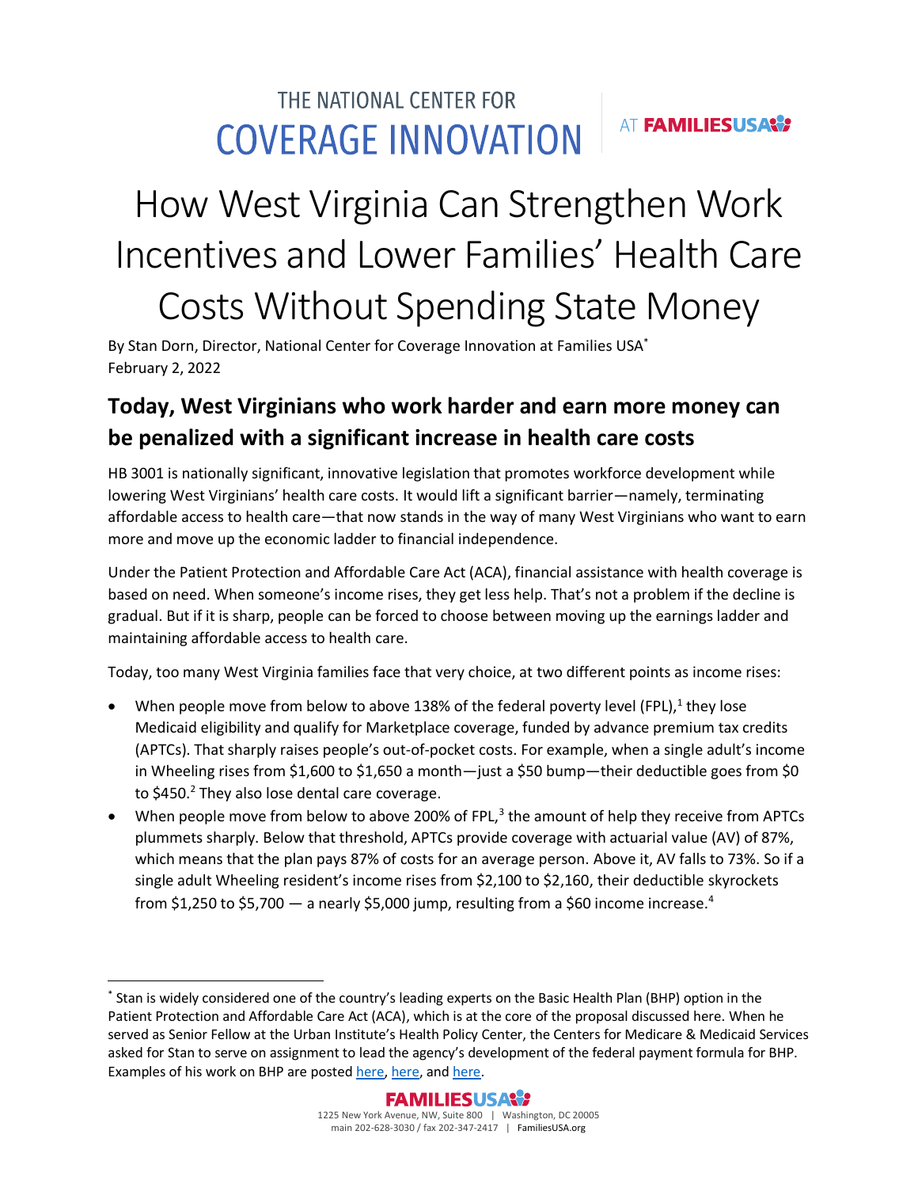THE NATIONAL CENTER FOR COVERAGE INNOVATION AT FAMILIESUSA

# How West Virginia Can Strengthen Work Incentives and Lower Families' Health Care Costs Without Spending State Money

By Stan Dorn, Director, National Center for Coverage Innovation at Families USA*
February 2, 2022

## Today, West Virginians who work harder and earn more money can be penalized with a significant increase in health care costs

HB 3001 is nationally significant, innovative legislation that promotes workforce development while lowering West Virginians' health care costs. It would lift a significant barrier—namely, terminating affordable access to health care—that now stands in the way of many West Virginians who want to earn more and move up the economic ladder to financial independence.

Under the Patient Protection and Affordable Care Act (ACA), financial assistance with health coverage is based on need. When someone's income rises, they get less help. That's not a problem if the decline is gradual. But if it is sharp, people can be forced to choose between moving up the earnings ladder and maintaining affordable access to health care.

Today, too many West Virginia families face that very choice, at two different points as income rises:

- When people move from below to above 138% of the federal poverty level (FPL),[1] they lose Medicaid eligibility and qualify for Marketplace coverage, funded by advance premium tax credits (APTCs). That sharply raises people's out-of-pocket costs. For example, when a single adult's income in Wheeling rises from $1,600 to $1,650 a month—just a $50 bump—their deductible goes from $0 to $450.[2] They also lose dental care coverage.
- When people move from below to above 200% of FPL,[3] the amount of help they receive from APTCs plummets sharply. Below that threshold, APTCs provide coverage with actuarial value (AV) of 87%, which means that the plan pays 87% of costs for an average person. Above it, AV falls to 73%. So if a single adult Wheeling resident's income rises from $2,100 to $2,160, their deductible skyrockets from $1,250 to $5,700 — a nearly $5,000 jump, resulting from a $60 income increase.[4]

---

* Stan is widely considered one of the country's leading experts on the Basic Health Plan (BHP) option in the Patient Protection and Affordable Care Act (ACA), which is at the core of the proposal discussed here. When he served as Senior Fellow at the Urban Institute's Health Policy Center, the Centers for Medicare & Medicaid Services asked for Stan to serve on assignment to lead the agency's development of the federal payment formula for BHP. Examples of his work on BHP are posted here, here, and here.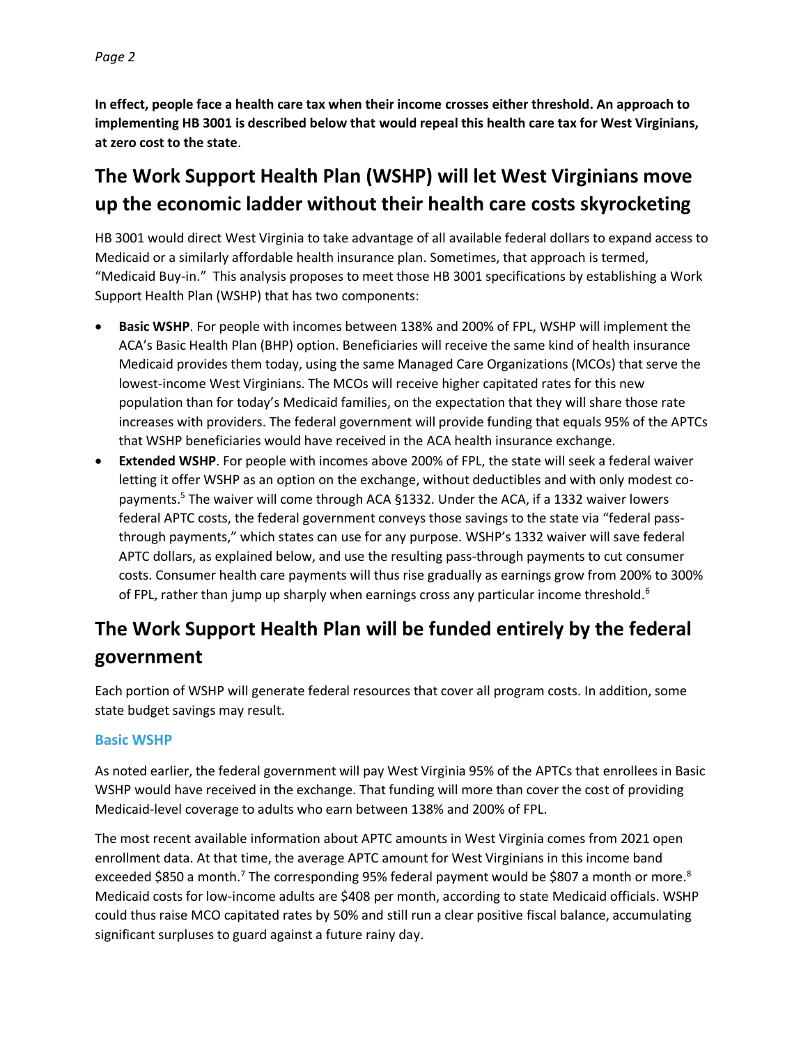**In effect, people face a health care tax when their income crosses either threshold. An approach to implementing HB 3001 is described below that would repeal this health care tax for West Virginians, at zero cost to the state**.

## The Work Support Health Plan (WSHP) will let West Virginians move up the economic ladder without their health care costs skyrocketing

HB 3001 would direct West Virginia to take advantage of all available federal dollars to expand access to Medicaid or a similarly affordable health insurance plan. Sometimes, that approach is termed, "Medicaid Buy-in." This analysis proposes to meet those HB 3001 specifications by establishing a Work Support Health Plan (WSHP) that has two components:

- **Basic WSHP**. For people with incomes between 138% and 200% of FPL, WSHP will implement the ACA's Basic Health Plan (BHP) option. Beneficiaries will receive the same kind of health insurance Medicaid provides them today, using the same Managed Care Organizations (MCOs) that serve the lowest-income West Virginians. The MCOs will receive higher capitated rates for this new population than for today's Medicaid families, on the expectation that they will share those rate increases with providers. The federal government will provide funding that equals 95% of the APTCs that WSHP beneficiaries would have received in the ACA health insurance exchange.
- **Extended WSHP**. For people with incomes above 200% of FPL, the state will seek a federal waiver letting it offer WSHP as an option on the exchange, without deductibles and with only modest co-payments.[5] The waiver will come through ACA §1332. Under the ACA, if a 1332 waiver lowers federal APTC costs, the federal government conveys those savings to the state via "federal pass-through payments," which states can use for any purpose. WSHP's 1332 waiver will save federal APTC dollars, as explained below, and use the resulting pass-through payments to cut consumer costs. Consumer health care payments will thus rise gradually as earnings grow from 200% to 300% of FPL, rather than jump up sharply when earnings cross any particular income threshold.[6]

## The Work Support Health Plan will be funded entirely by the federal government

Each portion of WSHP will generate federal resources that cover all program costs. In addition, some state budget savings may result.

### Basic WSHP

As noted earlier, the federal government will pay West Virginia 95% of the APTCs that enrollees in Basic WSHP would have received in the exchange. That funding will more than cover the cost of providing Medicaid-level coverage to adults who earn between 138% and 200% of FPL.

The most recent available information about APTC amounts in West Virginia comes from 2021 open enrollment data. At that time, the average APTC amount for West Virginians in this income band exceeded $850 a month.[7] The corresponding 95% federal payment would be $807 a month or more.[8] Medicaid costs for low-income adults are $408 per month, according to state Medicaid officials. WSHP could thus raise MCO capitated rates by 50% and still run a clear positive fiscal balance, accumulating significant surpluses to guard against a future rainy day.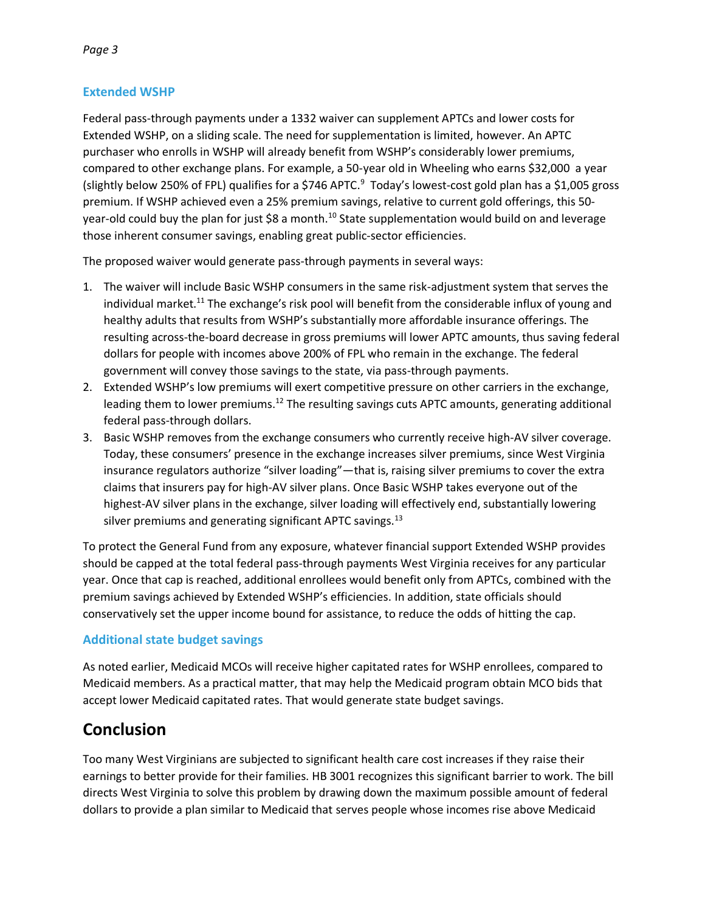### Extended WSHP

Federal pass-through payments under a 1332 waiver can supplement APTCs and lower costs for Extended WSHP, on a sliding scale. The need for supplementation is limited, however. An APTC purchaser who enrolls in WSHP will already benefit from WSHP's considerably lower premiums, compared to other exchange plans. For example, a 50-year old in Wheeling who earns $32,000 a year (slightly below 250% of FPL) qualifies for a $746 APTC.[9] Today's lowest-cost gold plan has a $1,005 gross premium. If WSHP achieved even a 25% premium savings, relative to current gold offerings, this 50-year-old could buy the plan for just $8 a month.[10] State supplementation would build on and leverage those inherent consumer savings, enabling great public-sector efficiencies.

The proposed waiver would generate pass-through payments in several ways:

1. The waiver will include Basic WSHP consumers in the same risk-adjustment system that serves the individual market.[11] The exchange's risk pool will benefit from the considerable influx of young and healthy adults that results from WSHP's substantially more affordable insurance offerings. The resulting across-the-board decrease in gross premiums will lower APTC amounts, thus saving federal dollars for people with incomes above 200% of FPL who remain in the exchange. The federal government will convey those savings to the state, via pass-through payments.
2. Extended WSHP's low premiums will exert competitive pressure on other carriers in the exchange, leading them to lower premiums.[12] The resulting savings cuts APTC amounts, generating additional federal pass-through dollars.
3. Basic WSHP removes from the exchange consumers who currently receive high-AV silver coverage. Today, these consumers' presence in the exchange increases silver premiums, since West Virginia insurance regulators authorize "silver loading"—that is, raising silver premiums to cover the extra claims that insurers pay for high-AV silver plans. Once Basic WSHP takes everyone out of the highest-AV silver plans in the exchange, silver loading will effectively end, substantially lowering silver premiums and generating significant APTC savings.[13]

To protect the General Fund from any exposure, whatever financial support Extended WSHP provides should be capped at the total federal pass-through payments West Virginia receives for any particular year. Once that cap is reached, additional enrollees would benefit only from APTCs, combined with the premium savings achieved by Extended WSHP's efficiencies. In addition, state officials should conservatively set the upper income bound for assistance, to reduce the odds of hitting the cap.

### Additional state budget savings

As noted earlier, Medicaid MCOs will receive higher capitated rates for WSHP enrollees, compared to Medicaid members. As a practical matter, that may help the Medicaid program obtain MCO bids that accept lower Medicaid capitated rates. That would generate state budget savings.

## Conclusion

Too many West Virginians are subjected to significant health care cost increases if they raise their earnings to better provide for their families. HB 3001 recognizes this significant barrier to work. The bill directs West Virginia to solve this problem by drawing down the maximum possible amount of federal dollars to provide a plan similar to Medicaid that serves people whose incomes rise above Medicaid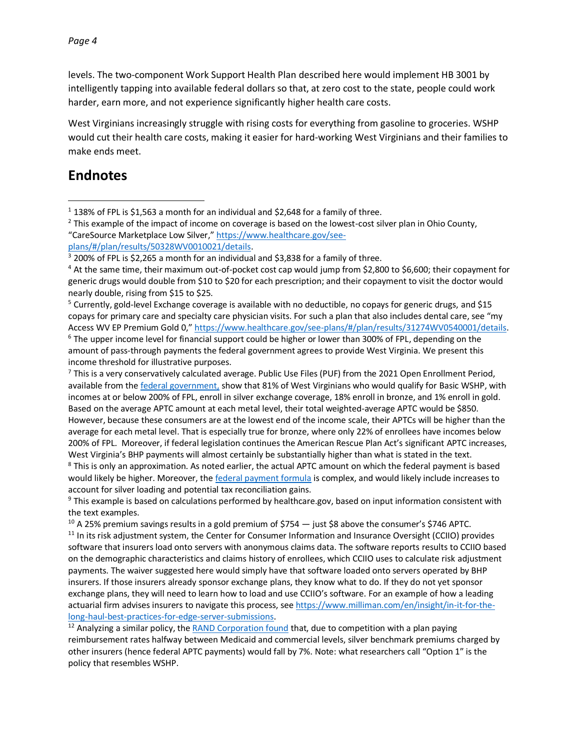levels. The two-component Work Support Health Plan described here would implement HB 3001 by intelligently tapping into available federal dollars so that, at zero cost to the state, people could work harder, earn more, and not experience significantly higher health care costs.

West Virginians increasingly struggle with rising costs for everything from gasoline to groceries. WSHP would cut their health care costs, making it easier for hard-working West Virginians and their families to make ends meet.

## Endnotes

[1] 138% of FPL is $1,563 a month for an individual and $2,648 for a family of three.

[2] This example of the impact of income on coverage is based on the lowest-cost silver plan in Ohio County, "CareSource Marketplace Low Silver," https://www.healthcare.gov/see-plans/#/plan/results/50328WV0010021/details.

[3] 200% of FPL is $2,265 a month for an individual and $3,838 for a family of three.

[4] At the same time, their maximum out-of-pocket cost cap would jump from $2,800 to $6,600; their copayment for generic drugs would double from $10 to $20 for each prescription; and their copayment to visit the doctor would nearly double, rising from $15 to $25.

[5] Currently, gold-level Exchange coverage is available with no deductible, no copays for generic drugs, and $15 copays for primary care and specialty care physician visits. For such a plan that also includes dental care, see "my Access WV EP Premium Gold 0," https://www.healthcare.gov/see-plans/#/plan/results/31274WV0540001/details.

[6] The upper income level for financial support could be higher or lower than 300% of FPL, depending on the amount of pass-through payments the federal government agrees to provide West Virginia. We present this income threshold for illustrative purposes.

[7] This is a very conservatively calculated average. Public Use Files (PUF) from the 2021 Open Enrollment Period, available from the federal government, show that 81% of West Virginians who would qualify for Basic WSHP, with incomes at or below 200% of FPL, enroll in silver exchange coverage, 18% enroll in bronze, and 1% enroll in gold. Based on the average APTC amount at each metal level, their total weighted-average APTC would be $850. However, because these consumers are at the lowest end of the income scale, their APTCs will be higher than the average for each metal level. That is especially true for bronze, where only 22% of enrollees have incomes below 200% of FPL. Moreover, if federal legislation continues the American Rescue Plan Act's significant APTC increases, West Virginia's BHP payments will almost certainly be substantially higher than what is stated in the text.

[8] This is only an approximation. As noted earlier, the actual APTC amount on which the federal payment is based would likely be higher. Moreover, the federal payment formula is complex, and would likely include increases to account for silver loading and potential tax reconciliation gains.

[9] This example is based on calculations performed by healthcare.gov, based on input information consistent with the text examples.

[10] A 25% premium savings results in a gold premium of $754 — just $8 above the consumer's $746 APTC.

[11] In its risk adjustment system, the Center for Consumer Information and Insurance Oversight (CCIIO) provides software that insurers load onto servers with anonymous claims data. The software reports results to CCIIO based on the demographic characteristics and claims history of enrollees, which CCIIO uses to calculate risk adjustment payments. The waiver suggested here would simply have that software loaded onto servers operated by BHP insurers. If those insurers already sponsor exchange plans, they know what to do. If they do not yet sponsor exchange plans, they will need to learn how to load and use CCIIO's software. For an example of how a leading actuarial firm advises insurers to navigate this process, see https://www.milliman.com/en/insight/in-it-for-the-long-haul-best-practices-for-edge-server-submissions.

[12] Analyzing a similar policy, the RAND Corporation found that, due to competition with a plan paying reimbursement rates halfway between Medicaid and commercial levels, silver benchmark premiums charged by other insurers (hence federal APTC payments) would fall by 7%. Note: what researchers call "Option 1" is the policy that resembles WSHP.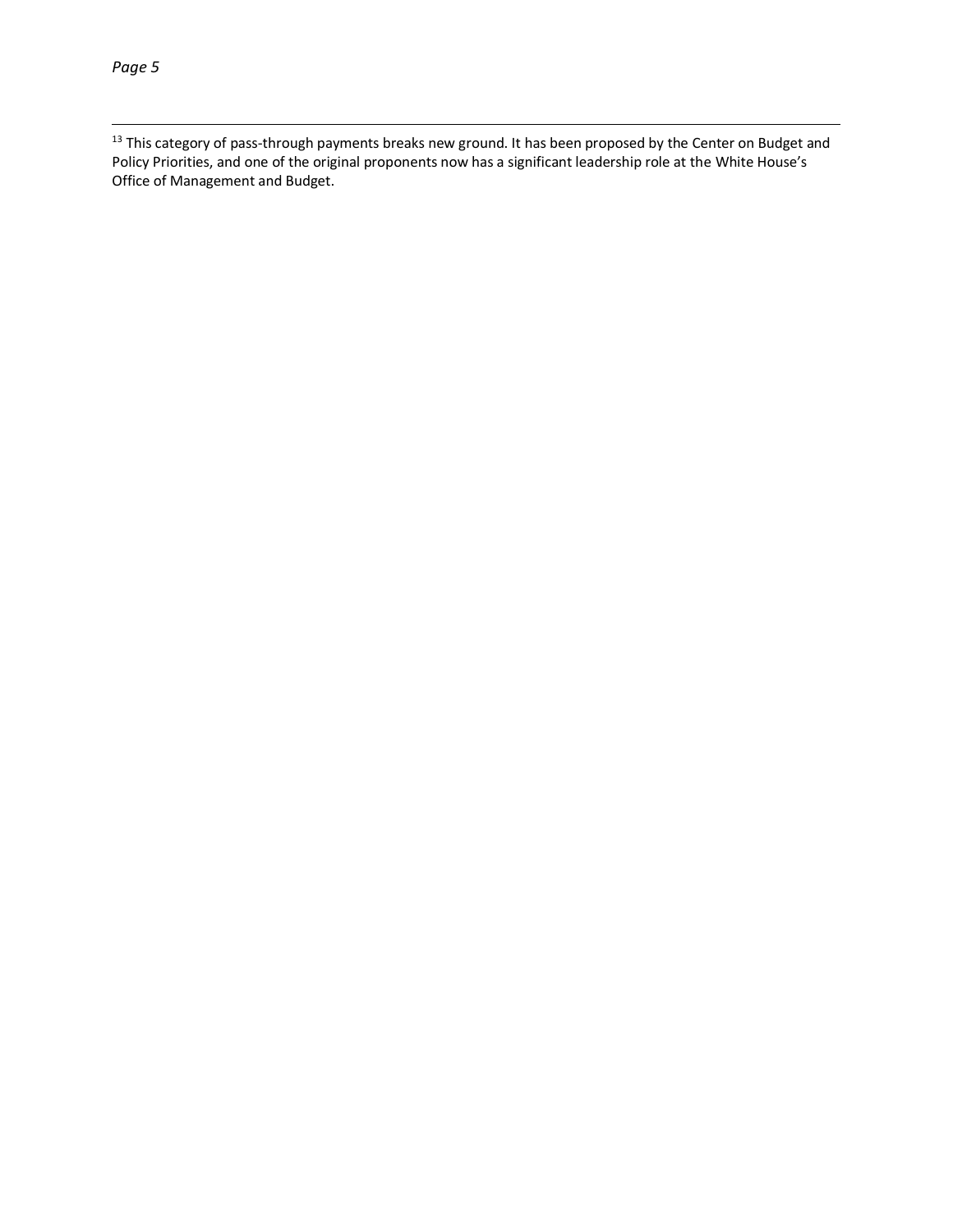[13] This category of pass-through payments breaks new ground. It has been proposed by the Center on Budget and Policy Priorities, and one of the original proponents now has a significant leadership role at the White House's Office of Management and Budget.